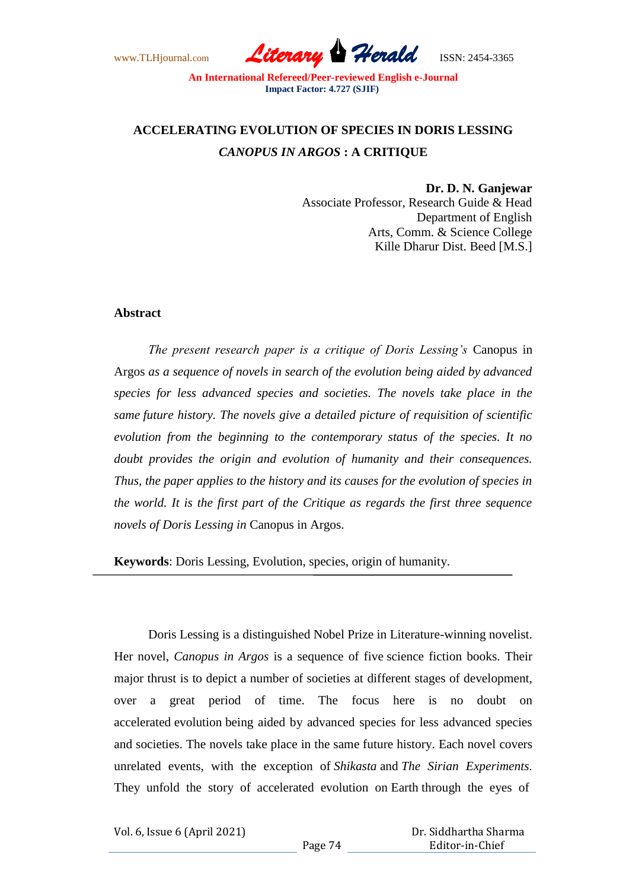# ACCELERATING EVOLUTION OF SPECIES IN DORIS LESSING *CANOPUS IN ARGOS* : A CRITIQUE

**Dr. D. N. Ganjewar**
Associate Professor, Research Guide & Head
Department of English
Arts, Comm. & Science College
Kille Dharur Dist. Beed [M.S.]

## Abstract

*The present research paper is a critique of Doris Lessing's* Canopus in Argos *as a sequence of novels in search of the evolution being aided by advanced species for less advanced species and societies. The novels take place in the same future history. The novels give a detailed picture of requisition of scientific evolution from the beginning to the contemporary status of the species. It no doubt provides the origin and evolution of humanity and their consequences. Thus, the paper applies to the history and its causes for the evolution of species in the world. It is the first part of the Critique as regards the first three sequence novels of Doris Lessing in* Canopus in Argos.

**Keywords**: Doris Lessing, Evolution, species, origin of humanity.

---

Doris Lessing is a distinguished Nobel Prize in Literature-winning novelist. Her novel, *Canopus in Argos* is a sequence of five science fiction books. Their major thrust is to depict a number of societies at different stages of development, over a great period of time. The focus here is no doubt on accelerated evolution being aided by advanced species for less advanced species and societies. The novels take place in the same future history. Each novel covers unrelated events, with the exception of *Shikasta* and *The Sirian Experiments.* They unfold the story of accelerated evolution on Earth through the eyes of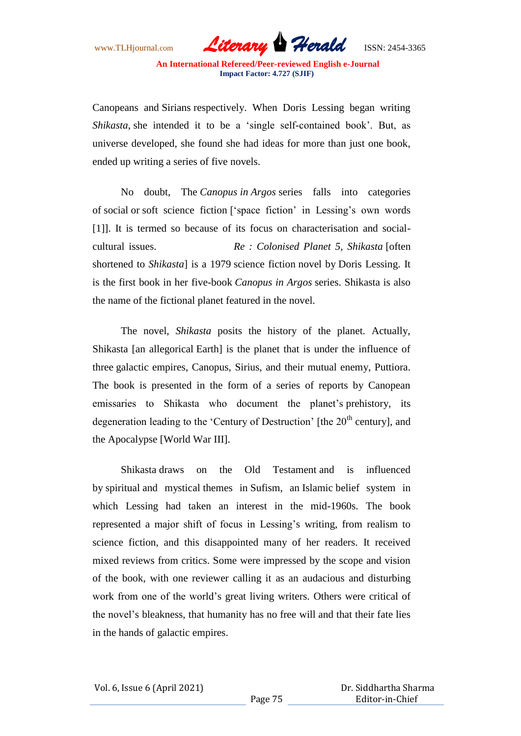Canopeans and Sirians respectively. When Doris Lessing began writing *Shikasta*, she intended it to be a 'single self-contained book'. But, as universe developed, she found she had ideas for more than just one book, ended up writing a series of five novels.

No doubt, The *Canopus in Argos* series falls into categories of social or soft science fiction ['space fiction' in Lessing's own words [1]]. It is termed so because of its focus on characterisation and social-cultural issues. *Re : Colonised Planet 5, Shikasta* [often shortened to *Shikasta*] is a 1979 science fiction novel by Doris Lessing. It is the first book in her five-book *Canopus in Argos* series. Shikasta is also the name of the fictional planet featured in the novel.

The novel, *Shikasta* posits the history of the planet. Actually, Shikasta [an allegorical Earth] is the planet that is under the influence of three galactic empires, Canopus, Sirius, and their mutual enemy, Puttiora. The book is presented in the form of a series of reports by Canopean emissaries to Shikasta who document the planet's prehistory, its degeneration leading to the 'Century of Destruction' [the $20^{th}$ century], and the Apocalypse [World War III].

Shikasta draws on the Old Testament and is influenced by spiritual and mystical themes in Sufism, an Islamic belief system in which Lessing had taken an interest in the mid-1960s. The book represented a major shift of focus in Lessing's writing, from realism to science fiction, and this disappointed many of her readers. It received mixed reviews from critics. Some were impressed by the scope and vision of the book, with one reviewer calling it as an audacious and disturbing work from one of the world's great living writers. Others were critical of the novel's bleakness, that humanity has no free will and that their fate lies in the hands of galactic empires.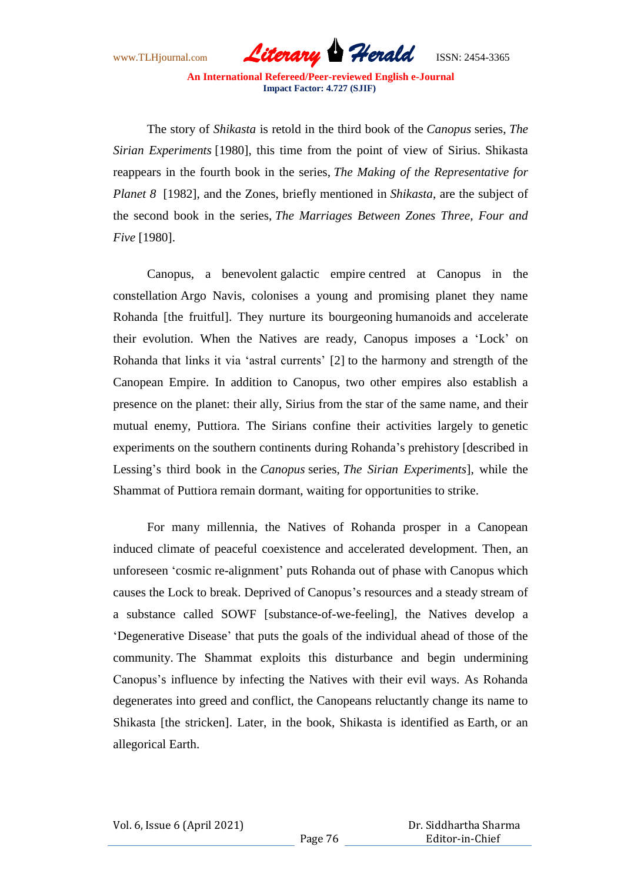The story of *Shikasta* is retold in the third book of the *Canopus* series, *The Sirian Experiments* [1980], this time from the point of view of Sirius. Shikasta reappears in the fourth book in the series, *The Making of the Representative for Planet 8* [1982], and the Zones, briefly mentioned in *Shikasta*, are the subject of the second book in the series, *The Marriages Between Zones Three, Four and Five* [1980].

Canopus, a benevolent galactic empire centred at Canopus in the constellation Argo Navis, colonises a young and promising planet they name Rohanda [the fruitful]. They nurture its bourgeoning humanoids and accelerate their evolution. When the Natives are ready, Canopus imposes a 'Lock' on Rohanda that links it via 'astral currents' [2] to the harmony and strength of the Canopean Empire. In addition to Canopus, two other empires also establish a presence on the planet: their ally, Sirius from the star of the same name, and their mutual enemy, Puttiora. The Sirians confine their activities largely to genetic experiments on the southern continents during Rohanda's prehistory [described in Lessing's third book in the *Canopus* series, *The Sirian Experiments*], while the Shammat of Puttiora remain dormant, waiting for opportunities to strike.

For many millennia, the Natives of Rohanda prosper in a Canopean induced climate of peaceful coexistence and accelerated development. Then, an unforeseen 'cosmic re-alignment' puts Rohanda out of phase with Canopus which causes the Lock to break. Deprived of Canopus's resources and a steady stream of a substance called SOWF [substance-of-we-feeling], the Natives develop a 'Degenerative Disease' that puts the goals of the individual ahead of those of the community. The Shammat exploits this disturbance and begin undermining Canopus's influence by infecting the Natives with their evil ways. As Rohanda degenerates into greed and conflict, the Canopeans reluctantly change its name to Shikasta [the stricken]. Later, in the book, Shikasta is identified as Earth, or an allegorical Earth.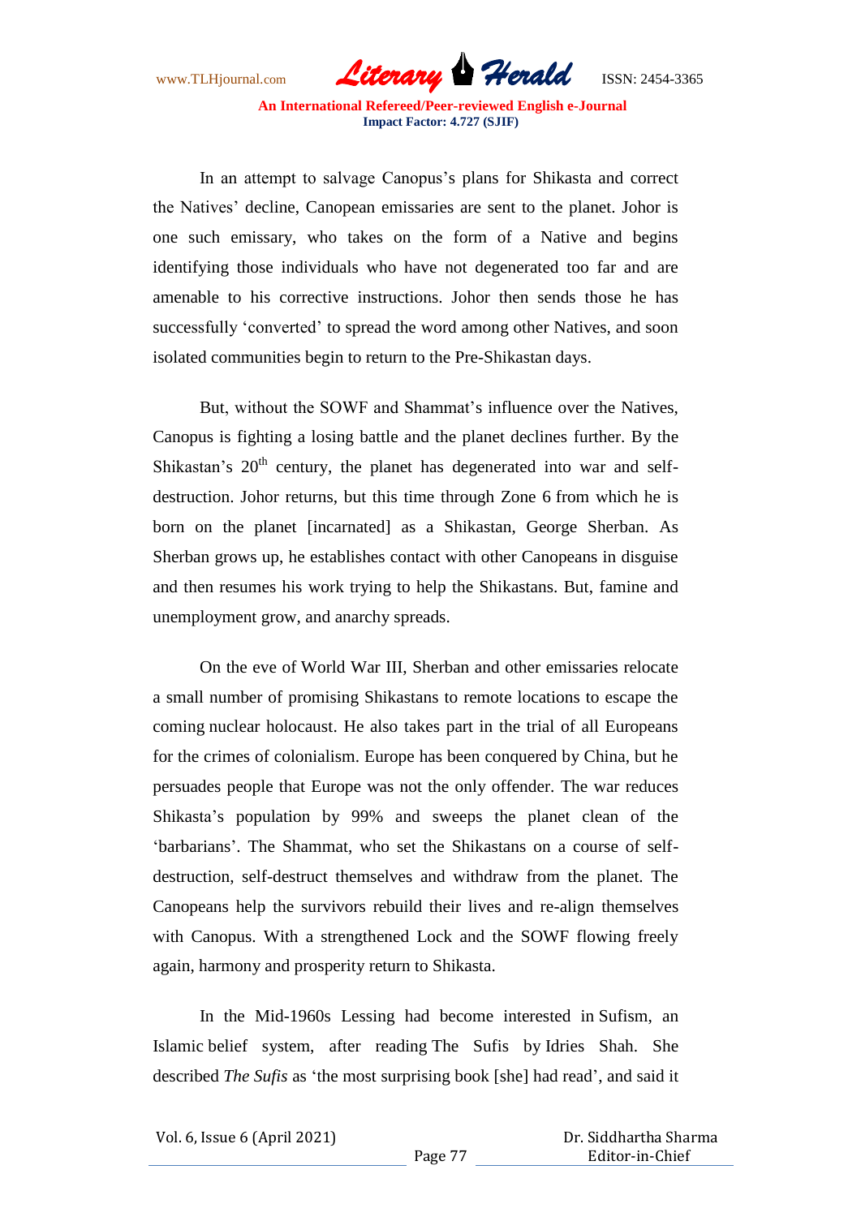In an attempt to salvage Canopus's plans for Shikasta and correct the Natives' decline, Canopean emissaries are sent to the planet. Johor is one such emissary, who takes on the form of a Native and begins identifying those individuals who have not degenerated too far and are amenable to his corrective instructions. Johor then sends those he has successfully 'converted' to spread the word among other Natives, and soon isolated communities begin to return to the Pre-Shikastan days.

But, without the SOWF and Shammat's influence over the Natives, Canopus is fighting a losing battle and the planet declines further. By the Shikastan's 20th century, the planet has degenerated into war and self-destruction. Johor returns, but this time through Zone 6 from which he is born on the planet [incarnated] as a Shikastan, George Sherban. As Sherban grows up, he establishes contact with other Canopeans in disguise and then resumes his work trying to help the Shikastans. But, famine and unemployment grow, and anarchy spreads.

On the eve of World War III, Sherban and other emissaries relocate a small number of promising Shikastans to remote locations to escape the coming nuclear holocaust. He also takes part in the trial of all Europeans for the crimes of colonialism. Europe has been conquered by China, but he persuades people that Europe was not the only offender. The war reduces Shikasta's population by 99% and sweeps the planet clean of the 'barbarians'. The Shammat, who set the Shikastans on a course of self-destruction, self-destruct themselves and withdraw from the planet. The Canopeans help the survivors rebuild their lives and re-align themselves with Canopus. With a strengthened Lock and the SOWF flowing freely again, harmony and prosperity return to Shikasta.

In the Mid-1960s Lessing had become interested in Sufism, an Islamic belief system, after reading The Sufis by Idries Shah. She described *The Sufis* as 'the most surprising book [she] had read', and said it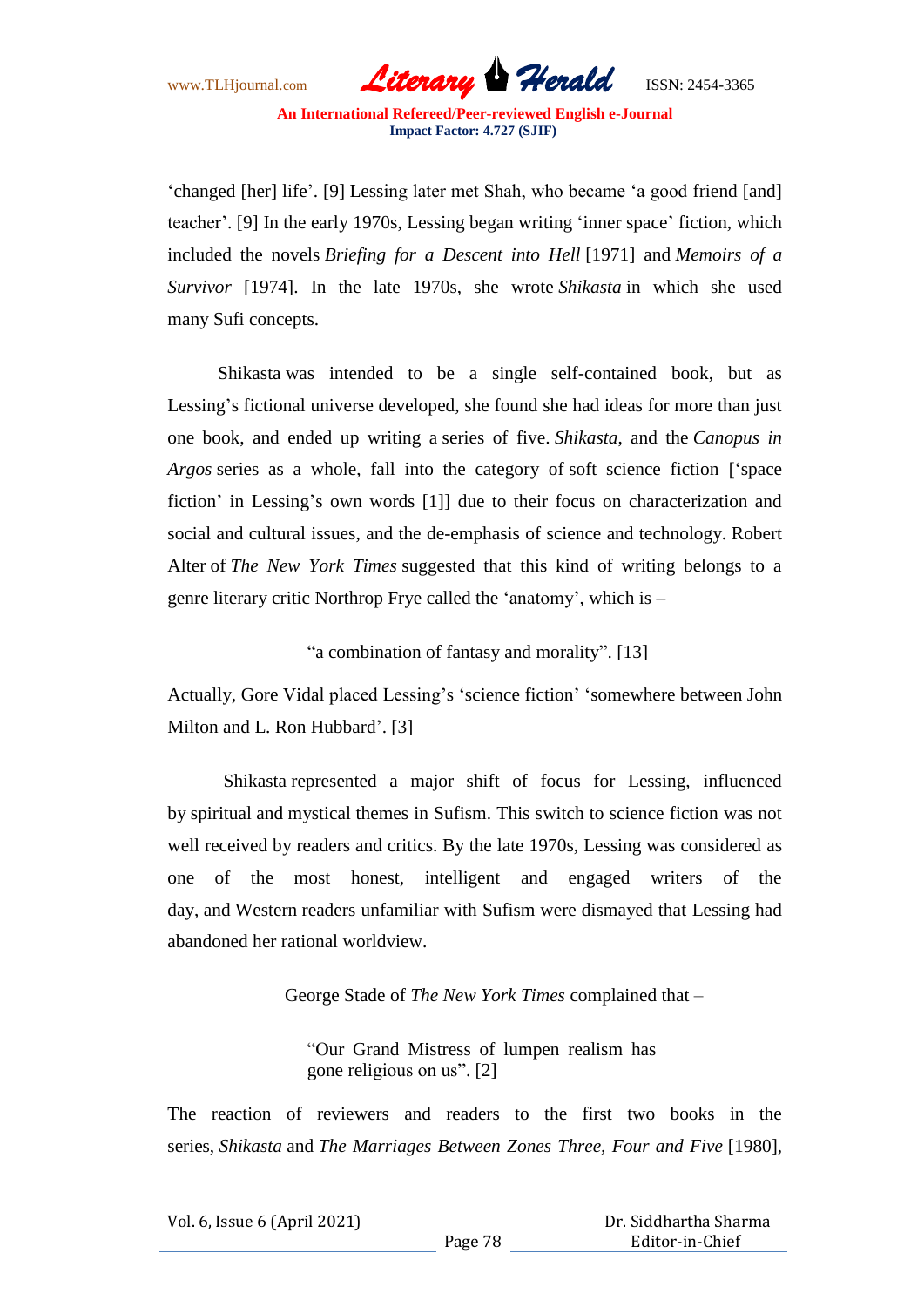‘changed [her] life’. [9] Lessing later met Shah, who became ‘a good friend [and] teacher’. [9] In the early 1970s, Lessing began writing ‘inner space’ fiction, which included the novels *Briefing for a Descent into Hell* [1971] and *Memoirs of a Survivor* [1974]. In the late 1970s, she wrote *Shikasta* in which she used many Sufi concepts.

Shikasta was intended to be a single self-contained book, but as Lessing’s fictional universe developed, she found she had ideas for more than just one book, and ended up writing a series of five. *Shikasta*, and the *Canopus in Argos* series as a whole, fall into the category of soft science fiction [‘space fiction’ in Lessing’s own words [1]] due to their focus on characterization and social and cultural issues, and the de-emphasis of science and technology. Robert Alter of *The New York Times* suggested that this kind of writing belongs to a genre literary critic Northrop Frye called the ‘anatomy’, which is –

“a combination of fantasy and morality”. [13]

Actually, Gore Vidal placed Lessing’s ‘science fiction’ ‘somewhere between John Milton and L. Ron Hubbard’. [3]

Shikasta represented a major shift of focus for Lessing, influenced by spiritual and mystical themes in Sufism. This switch to science fiction was not well received by readers and critics. By the late 1970s, Lessing was considered as one of the most honest, intelligent and engaged writers of the day, and Western readers unfamiliar with Sufism were dismayed that Lessing had abandoned her rational worldview.

George Stade of *The New York Times* complained that –

> “Our Grand Mistress of lumpen realism has gone religious on us”. [2]

The reaction of reviewers and readers to the first two books in the series, *Shikasta* and *The Marriages Between Zones Three, Four and Five* [1980],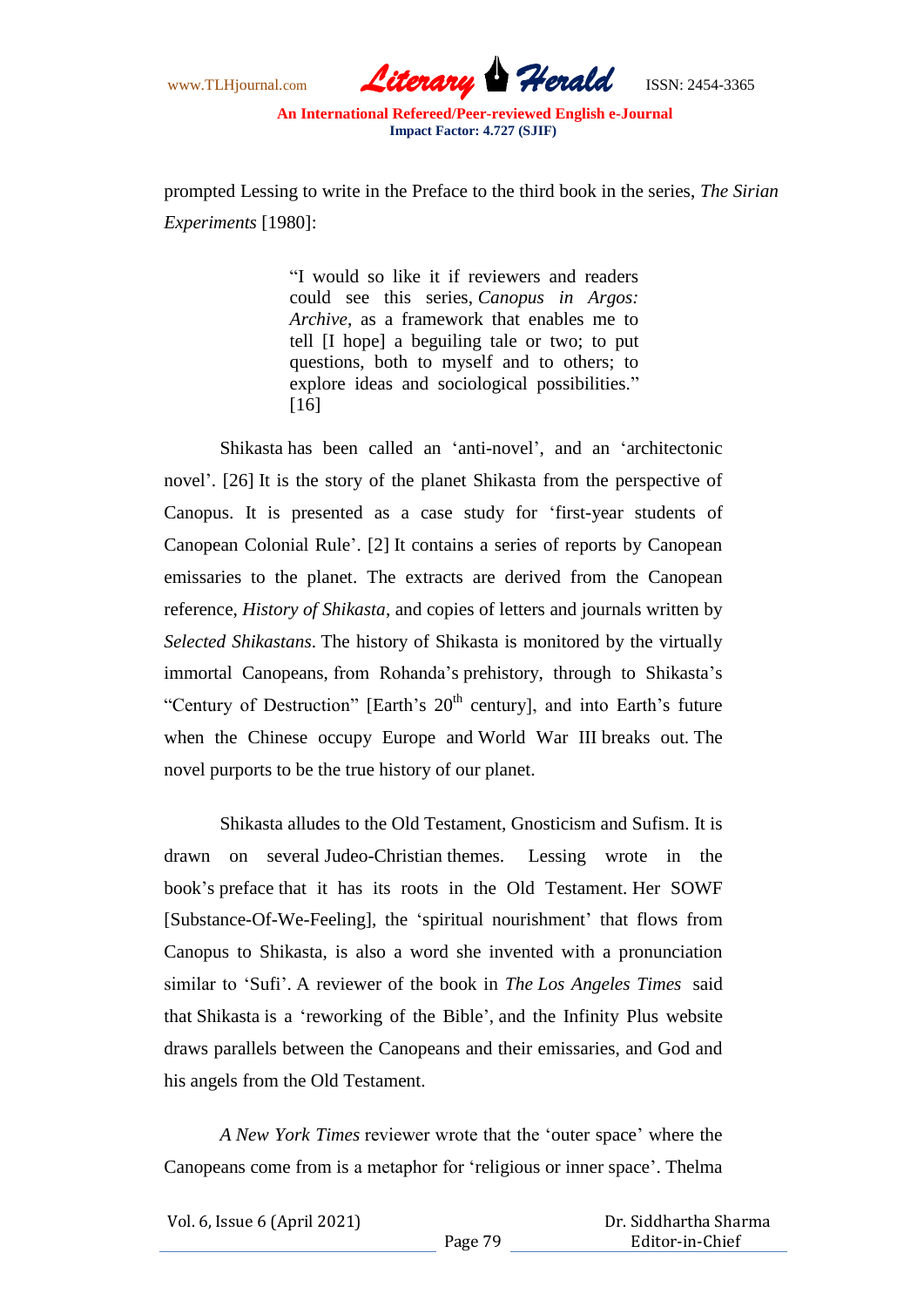prompted Lessing to write in the Preface to the third book in the series, *The Sirian Experiments* [1980]:

> "I would so like it if reviewers and readers could see this series, *Canopus in Argos: Archive*, as a framework that enables me to tell [I hope] a beguiling tale or two; to put questions, both to myself and to others; to explore ideas and sociological possibilities." [16]

Shikasta has been called an 'anti-novel', and an 'architectonic novel'. [26] It is the story of the planet Shikasta from the perspective of Canopus. It is presented as a case study for 'first-year students of Canopean Colonial Rule'. [2] It contains a series of reports by Canopean emissaries to the planet. The extracts are derived from the Canopean reference, *History of Shikasta*, and copies of letters and journals written by *Selected Shikastans*. The history of Shikasta is monitored by the virtually immortal Canopeans, from Rohanda's prehistory, through to Shikasta's "Century of Destruction" [Earth's 20th century], and into Earth's future when the Chinese occupy Europe and World War III breaks out. The novel purports to be the true history of our planet.

Shikasta alludes to the Old Testament, Gnosticism and Sufism. It is drawn on several Judeo-Christian themes. Lessing wrote in the book's preface that it has its roots in the Old Testament. Her SOWF [Substance-Of-We-Feeling], the 'spiritual nourishment' that flows from Canopus to Shikasta, is also a word she invented with a pronunciation similar to 'Sufi'. A reviewer of the book in *The Los Angeles Times* said that Shikasta is a 'reworking of the Bible', and the Infinity Plus website draws parallels between the Canopeans and their emissaries, and God and his angels from the Old Testament.

*A New York Times* reviewer wrote that the 'outer space' where the Canopeans come from is a metaphor for 'religious or inner space'. Thelma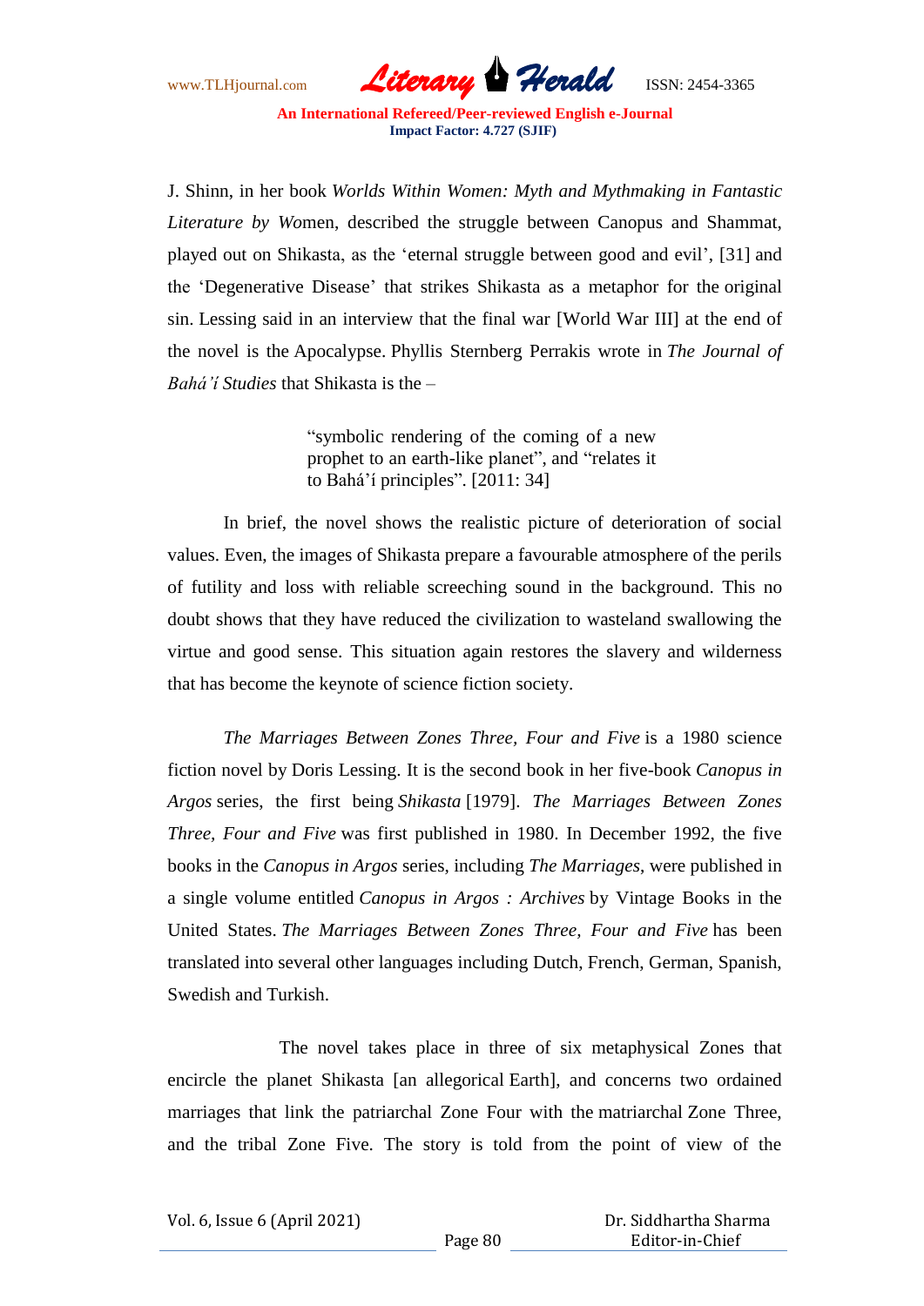J. Shinn, in her book *Worlds Within Women: Myth and Mythmaking in Fantastic Literature by Wo*men, described the struggle between Canopus and Shammat, played out on Shikasta, as the 'eternal struggle between good and evil', [31] and the 'Degenerative Disease' that strikes Shikasta as a metaphor for the original sin. Lessing said in an interview that the final war [World War III] at the end of the novel is the Apocalypse. Phyllis Sternberg Perrakis wrote in *The Journal of Bahá'í Studies* that Shikasta is the –

> "symbolic rendering of the coming of a new prophet to an earth-like planet", and "relates it to Bahá'í principles". [2011: 34]

In brief, the novel shows the realistic picture of deterioration of social values. Even, the images of Shikasta prepare a favourable atmosphere of the perils of futility and loss with reliable screeching sound in the background. This no doubt shows that they have reduced the civilization to wasteland swallowing the virtue and good sense. This situation again restores the slavery and wilderness that has become the keynote of science fiction society.

*The Marriages Between Zones Three, Four and Five* is a 1980 science fiction novel by Doris Lessing. It is the second book in her five-book *Canopus in Argos* series, the first being *Shikasta* [1979]. *The Marriages Between Zones Three, Four and Five* was first published in 1980. In December 1992, the five books in the *Canopus in Argos* series, including *The Marriages*, were published in a single volume entitled *Canopus in Argos : Archives* by Vintage Books in the United States. *The Marriages Between Zones Three, Four and Five* has been translated into several other languages including Dutch, French, German, Spanish, Swedish and Turkish.

The novel takes place in three of six metaphysical Zones that encircle the planet Shikasta [an allegorical Earth], and concerns two ordained marriages that link the patriarchal Zone Four with the matriarchal Zone Three, and the tribal Zone Five. The story is told from the point of view of the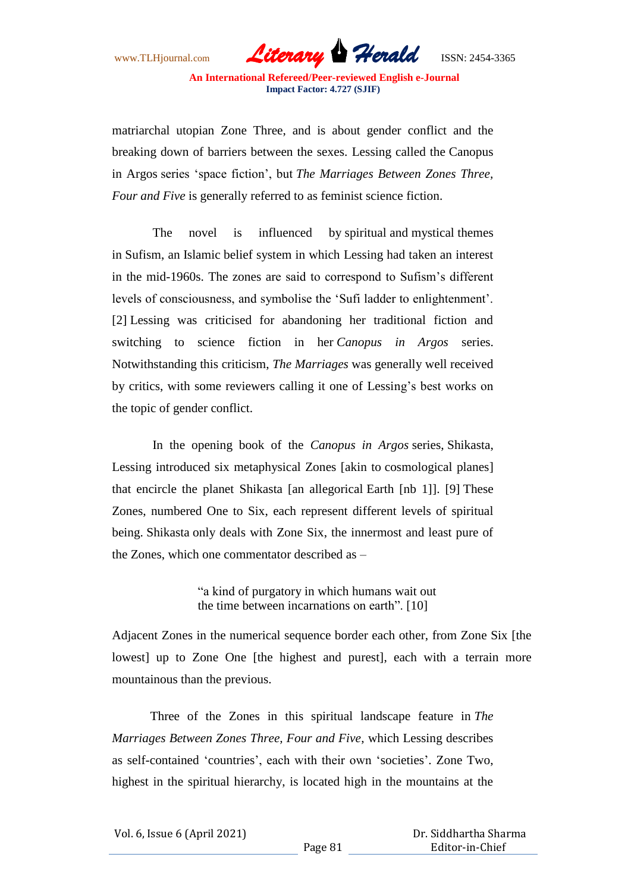matriarchal utopian Zone Three, and is about gender conflict and the breaking down of barriers between the sexes. Lessing called the Canopus in Argos series 'space fiction', but *The Marriages Between Zones Three, Four and Five* is generally referred to as feminist science fiction.

The novel is influenced by spiritual and mystical themes in Sufism, an Islamic belief system in which Lessing had taken an interest in the mid-1960s. The zones are said to correspond to Sufism's different levels of consciousness, and symbolise the 'Sufi ladder to enlightenment'. [2] Lessing was criticised for abandoning her traditional fiction and switching to science fiction in her *Canopus in Argos* series. Notwithstanding this criticism, *The Marriages* was generally well received by critics, with some reviewers calling it one of Lessing's best works on the topic of gender conflict.

In the opening book of the *Canopus in Argos* series, Shikasta, Lessing introduced six metaphysical Zones [akin to cosmological planes] that encircle the planet Shikasta [an allegorical Earth [nb 1]]. [9] These Zones, numbered One to Six, each represent different levels of spiritual being. Shikasta only deals with Zone Six, the innermost and least pure of the Zones, which one commentator described as –

> "a kind of purgatory in which humans wait out the time between incarnations on earth". [10]

Adjacent Zones in the numerical sequence border each other, from Zone Six [the lowest] up to Zone One [the highest and purest], each with a terrain more mountainous than the previous.

Three of the Zones in this spiritual landscape feature in *The Marriages Between Zones Three, Four and Five*, which Lessing describes as self-contained 'countries', each with their own 'societies'. Zone Two, highest in the spiritual hierarchy, is located high in the mountains at the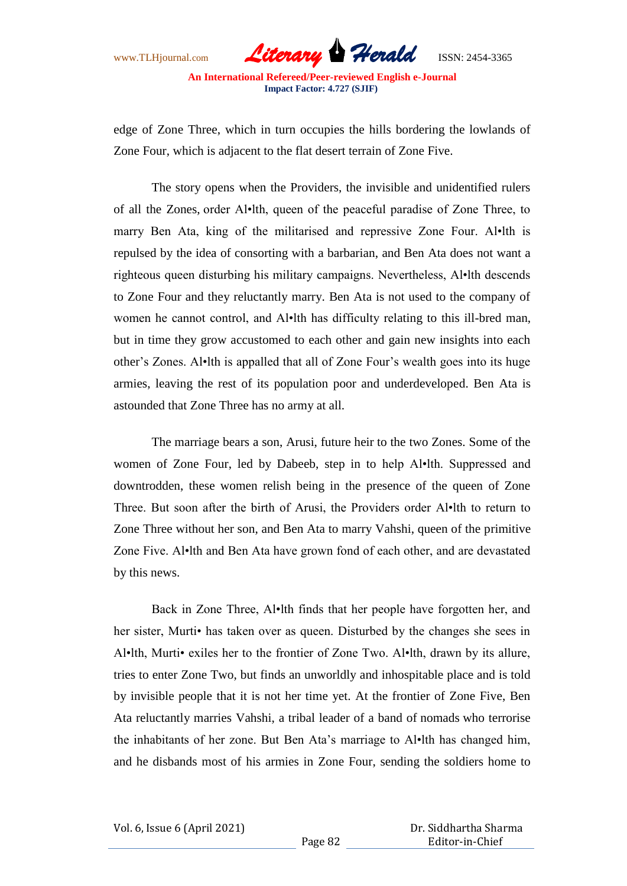edge of Zone Three, which in turn occupies the hills bordering the lowlands of Zone Four, which is adjacent to the flat desert terrain of Zone Five.

The story opens when the Providers, the invisible and unidentified rulers of all the Zones, order Al•lth, queen of the peaceful paradise of Zone Three, to marry Ben Ata, king of the militarised and repressive Zone Four. Al•lth is repulsed by the idea of consorting with a barbarian, and Ben Ata does not want a righteous queen disturbing his military campaigns. Nevertheless, Al•lth descends to Zone Four and they reluctantly marry. Ben Ata is not used to the company of women he cannot control, and Al•lth has difficulty relating to this ill-bred man, but in time they grow accustomed to each other and gain new insights into each other's Zones. Al•lth is appalled that all of Zone Four's wealth goes into its huge armies, leaving the rest of its population poor and underdeveloped. Ben Ata is astounded that Zone Three has no army at all.

The marriage bears a son, Arusi, future heir to the two Zones. Some of the women of Zone Four, led by Dabeeb, step in to help Al•lth. Suppressed and downtrodden, these women relish being in the presence of the queen of Zone Three. But soon after the birth of Arusi, the Providers order Al•lth to return to Zone Three without her son, and Ben Ata to marry Vahshi, queen of the primitive Zone Five. Al•lth and Ben Ata have grown fond of each other, and are devastated by this news.

Back in Zone Three, Al•lth finds that her people have forgotten her, and her sister, Murti• has taken over as queen. Disturbed by the changes she sees in Al•lth, Murti• exiles her to the frontier of Zone Two. Al•lth, drawn by its allure, tries to enter Zone Two, but finds an unworldly and inhospitable place and is told by invisible people that it is not her time yet. At the frontier of Zone Five, Ben Ata reluctantly marries Vahshi, a tribal leader of a band of nomads who terrorise the inhabitants of her zone. But Ben Ata's marriage to Al•lth has changed him, and he disbands most of his armies in Zone Four, sending the soldiers home to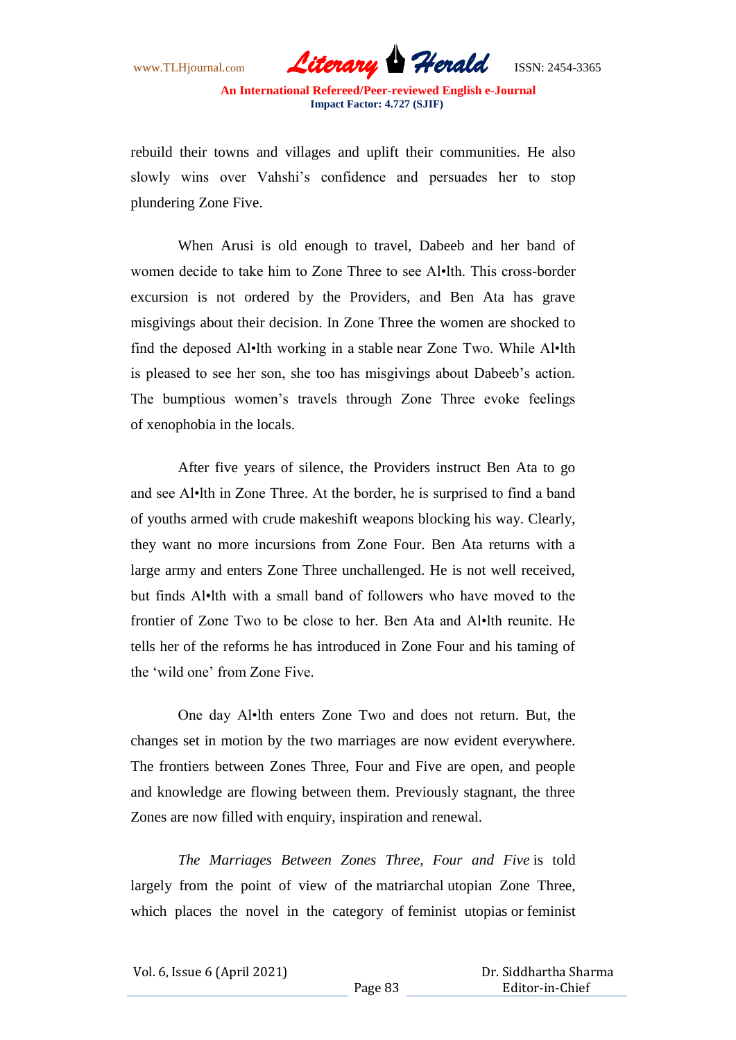rebuild their towns and villages and uplift their communities. He also slowly wins over Vahshi's confidence and persuades her to stop plundering Zone Five.

When Arusi is old enough to travel, Dabeeb and her band of women decide to take him to Zone Three to see Al•Ith. This cross-border excursion is not ordered by the Providers, and Ben Ata has grave misgivings about their decision. In Zone Three the women are shocked to find the deposed Al•Ith working in a stable near Zone Two. While Al•Ith is pleased to see her son, she too has misgivings about Dabeeb's action. The bumptious women's travels through Zone Three evoke feelings of xenophobia in the locals.

After five years of silence, the Providers instruct Ben Ata to go and see Al•Ith in Zone Three. At the border, he is surprised to find a band of youths armed with crude makeshift weapons blocking his way. Clearly, they want no more incursions from Zone Four. Ben Ata returns with a large army and enters Zone Three unchallenged. He is not well received, but finds Al•Ith with a small band of followers who have moved to the frontier of Zone Two to be close to her. Ben Ata and Al•Ith reunite. He tells her of the reforms he has introduced in Zone Four and his taming of the 'wild one' from Zone Five.

One day Al•Ith enters Zone Two and does not return. But, the changes set in motion by the two marriages are now evident everywhere. The frontiers between Zones Three, Four and Five are open, and people and knowledge are flowing between them. Previously stagnant, the three Zones are now filled with enquiry, inspiration and renewal.

*The Marriages Between Zones Three, Four and Five* is told largely from the point of view of the matriarchal utopian Zone Three, which places the novel in the category of feminist utopias or feminist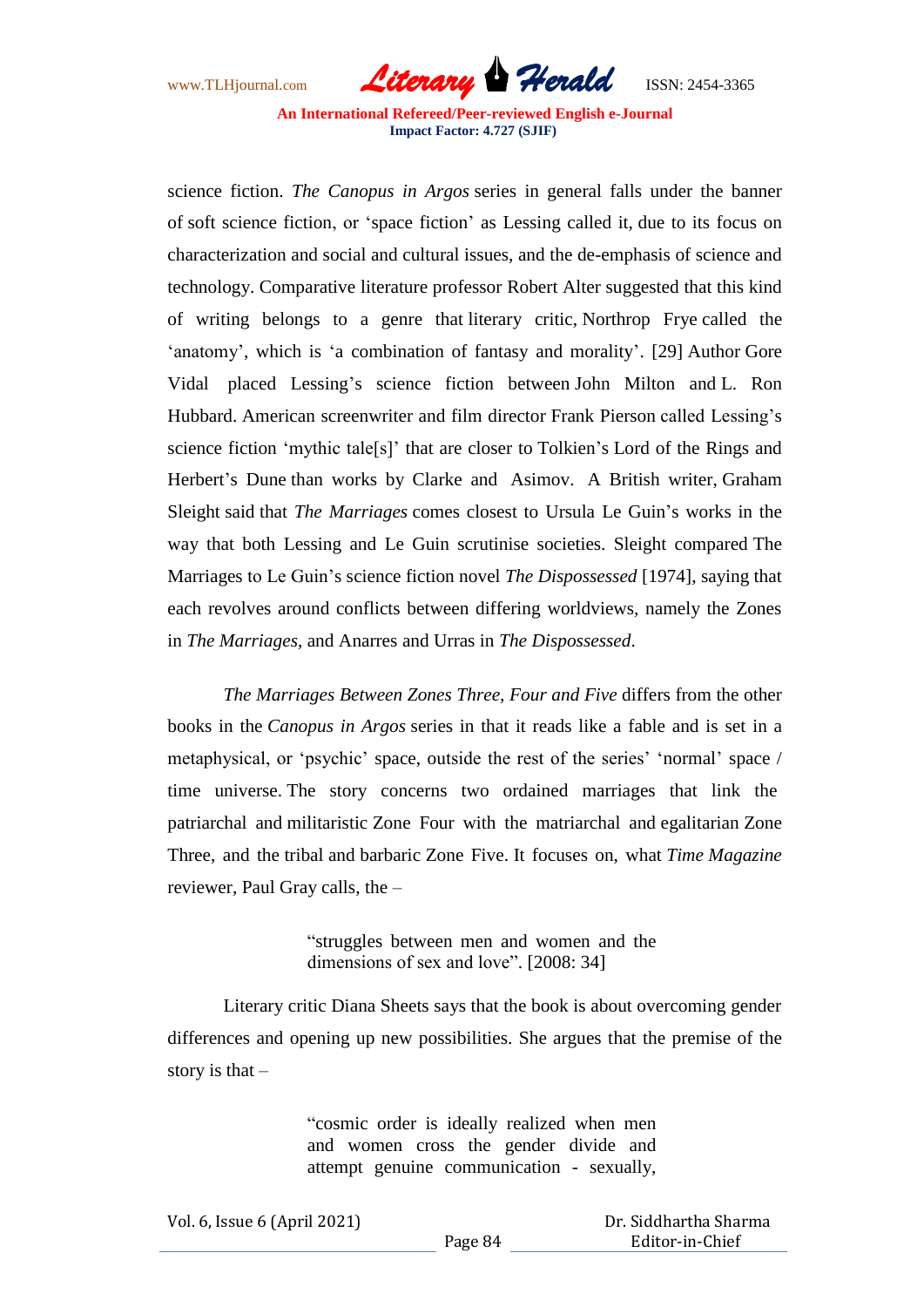science fiction. *The Canopus in Argos* series in general falls under the banner of soft science fiction, or 'space fiction' as Lessing called it, due to its focus on characterization and social and cultural issues, and the de-emphasis of science and technology. Comparative literature professor Robert Alter suggested that this kind of writing belongs to a genre that literary critic, Northrop Frye called the 'anatomy', which is 'a combination of fantasy and morality'. [29] Author Gore Vidal placed Lessing's science fiction between John Milton and L. Ron Hubbard. American screenwriter and film director Frank Pierson called Lessing's science fiction 'mythic tale[s]' that are closer to Tolkien's Lord of the Rings and Herbert's Dune than works by Clarke and Asimov. A British writer, Graham Sleight said that *The Marriages* comes closest to Ursula Le Guin's works in the way that both Lessing and Le Guin scrutinise societies. Sleight compared The Marriages to Le Guin's science fiction novel *The Dispossessed* [1974], saying that each revolves around conflicts between differing worldviews, namely the Zones in *The Marriages*, and Anarres and Urras in *The Dispossessed*.

*The Marriages Between Zones Three, Four and Five* differs from the other books in the *Canopus in Argos* series in that it reads like a fable and is set in a metaphysical, or 'psychic' space, outside the rest of the series' 'normal' space / time universe. The story concerns two ordained marriages that link the patriarchal and militaristic Zone Four with the matriarchal and egalitarian Zone Three, and the tribal and barbaric Zone Five. It focuses on, what *Time Magazine* reviewer, Paul Gray calls, the –

> "struggles between men and women and the dimensions of sex and love". [2008: 34]

Literary critic Diana Sheets says that the book is about overcoming gender differences and opening up new possibilities. She argues that the premise of the story is that –

> "cosmic order is ideally realized when men and women cross the gender divide and attempt genuine communication - sexually,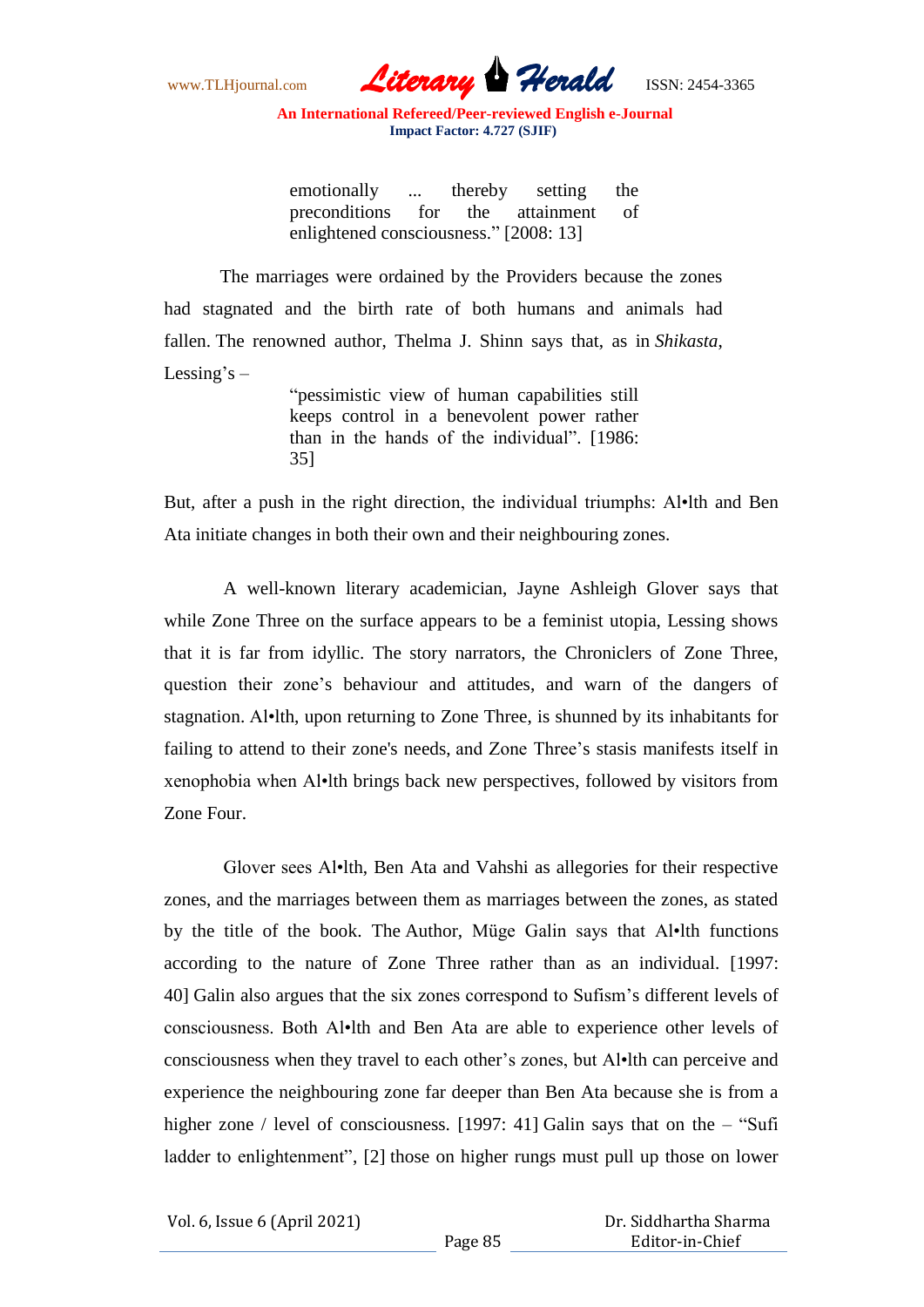> emotionally ... thereby setting the preconditions for the attainment of enlightened consciousness." [2008: 13]

The marriages were ordained by the Providers because the zones had stagnated and the birth rate of both humans and animals had fallen. The renowned author, Thelma J. Shinn says that, as in *Shikasta*, Lessing's –

> "pessimistic view of human capabilities still keeps control in a benevolent power rather than in the hands of the individual". [1986: 35]

But, after a push in the right direction, the individual triumphs: Al•lth and Ben Ata initiate changes in both their own and their neighbouring zones.

A well-known literary academician, Jayne Ashleigh Glover says that while Zone Three on the surface appears to be a feminist utopia, Lessing shows that it is far from idyllic. The story narrators, the Chroniclers of Zone Three, question their zone's behaviour and attitudes, and warn of the dangers of stagnation. Al•lth, upon returning to Zone Three, is shunned by its inhabitants for failing to attend to their zone's needs, and Zone Three's stasis manifests itself in xenophobia when Al•lth brings back new perspectives, followed by visitors from Zone Four.

Glover sees Al•lth, Ben Ata and Vahshi as allegories for their respective zones, and the marriages between them as marriages between the zones, as stated by the title of the book. The Author, Müge Galin says that Al•lth functions according to the nature of Zone Three rather than as an individual. [1997: 40] Galin also argues that the six zones correspond to Sufism's different levels of consciousness. Both Al•lth and Ben Ata are able to experience other levels of consciousness when they travel to each other's zones, but Al•lth can perceive and experience the neighbouring zone far deeper than Ben Ata because she is from a higher zone / level of consciousness. [1997: 41] Galin says that on the – "Sufi ladder to enlightenment", [2] those on higher rungs must pull up those on lower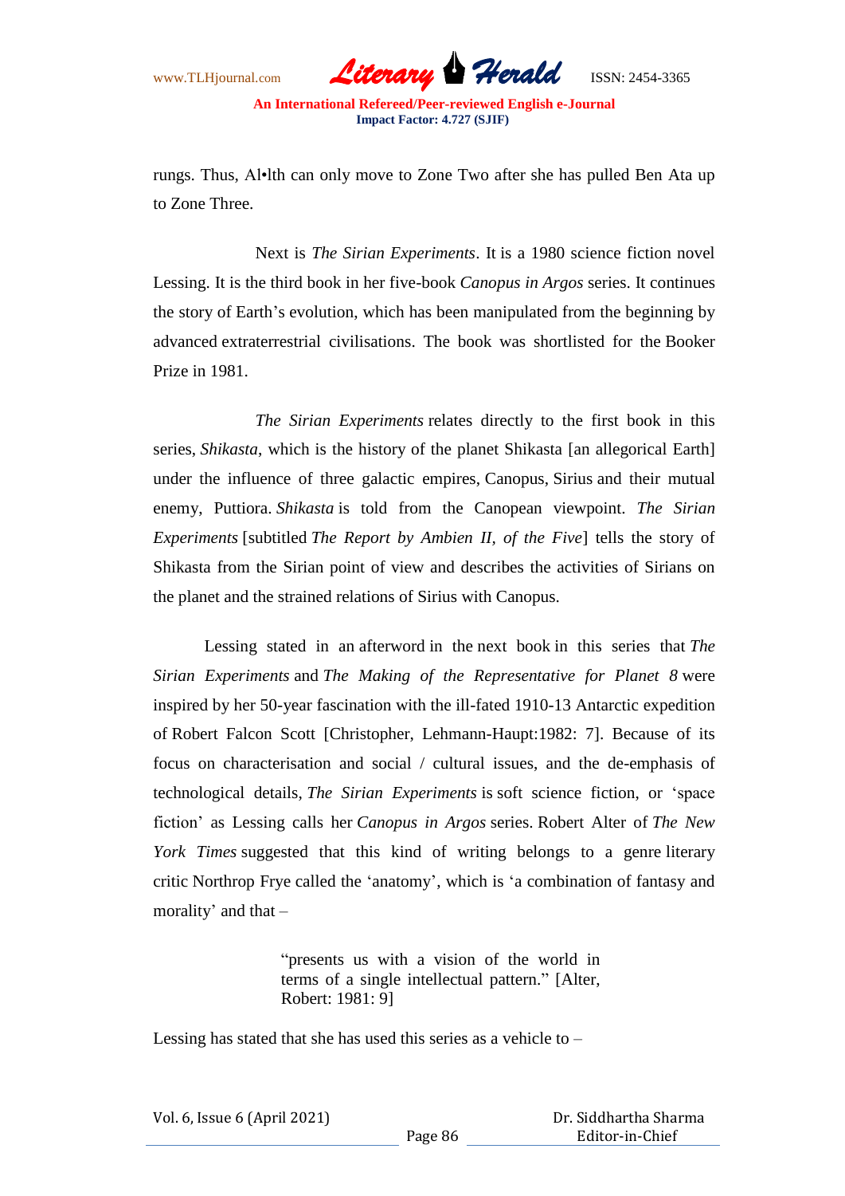rungs. Thus, Al•lth can only move to Zone Two after she has pulled Ben Ata up to Zone Three.

Next is *The Sirian Experiments*. It is a 1980 science fiction novel Lessing. It is the third book in her five-book *Canopus in Argos* series. It continues the story of Earth's evolution, which has been manipulated from the beginning by advanced extraterrestrial civilisations. The book was shortlisted for the Booker Prize in 1981.

*The Sirian Experiments* relates directly to the first book in this series, *Shikasta*, which is the history of the planet Shikasta [an allegorical Earth] under the influence of three galactic empires, Canopus, Sirius and their mutual enemy, Puttiora. *Shikasta* is told from the Canopean viewpoint. *The Sirian Experiments* [subtitled *The Report by Ambien II, of the Five*] tells the story of Shikasta from the Sirian point of view and describes the activities of Sirians on the planet and the strained relations of Sirius with Canopus.

Lessing stated in an afterword in the next book in this series that *The Sirian Experiments* and *The Making of the Representative for Planet 8* were inspired by her 50-year fascination with the ill-fated 1910-13 Antarctic expedition of Robert Falcon Scott [Christopher, Lehmann-Haupt:1982: 7]. Because of its focus on characterisation and social / cultural issues, and the de-emphasis of technological details, *The Sirian Experiments* is soft science fiction, or 'space fiction' as Lessing calls her *Canopus in Argos* series. Robert Alter of *The New York Times* suggested that this kind of writing belongs to a genre literary critic Northrop Frye called the 'anatomy', which is 'a combination of fantasy and morality' and that –

> "presents us with a vision of the world in terms of a single intellectual pattern." [Alter, Robert: 1981: 9]

Lessing has stated that she has used this series as a vehicle to –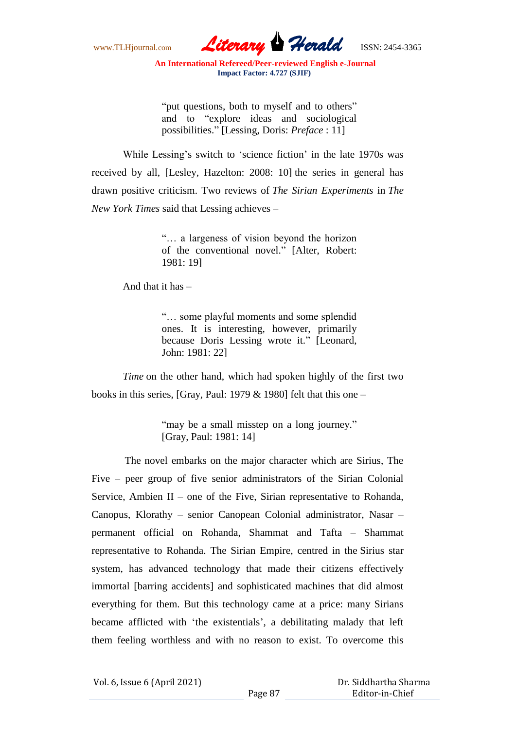> "put questions, both to myself and to others" and to "explore ideas and sociological possibilities." [Lessing, Doris: *Preface* : 11]

While Lessing's switch to 'science fiction' in the late 1970s was received by all, [Lesley, Hazelton: 2008: 10] the series in general has drawn positive criticism. Two reviews of *The Sirian Experiments* in *The New York Times* said that Lessing achieves –

> "… a largeness of vision beyond the horizon of the conventional novel." [Alter, Robert: 1981: 19]

And that it has –

> "… some playful moments and some splendid ones. It is interesting, however, primarily because Doris Lessing wrote it." [Leonard, John: 1981: 22]

*Time* on the other hand, which had spoken highly of the first two books in this series, [Gray, Paul: 1979 & 1980] felt that this one –

> "may be a small misstep on a long journey." [Gray, Paul: 1981: 14]

The novel embarks on the major character which are Sirius, The Five – peer group of five senior administrators of the Sirian Colonial Service, Ambien II – one of the Five, Sirian representative to Rohanda, Canopus, Klorathy – senior Canopean Colonial administrator, Nasar – permanent official on Rohanda, Shammat and Tafta – Shammat representative to Rohanda. The Sirian Empire, centred in the Sirius star system, has advanced technology that made their citizens effectively immortal [barring accidents] and sophisticated machines that did almost everything for them. But this technology came at a price: many Sirians became afflicted with 'the existentials', a debilitating malady that left them feeling worthless and with no reason to exist. To overcome this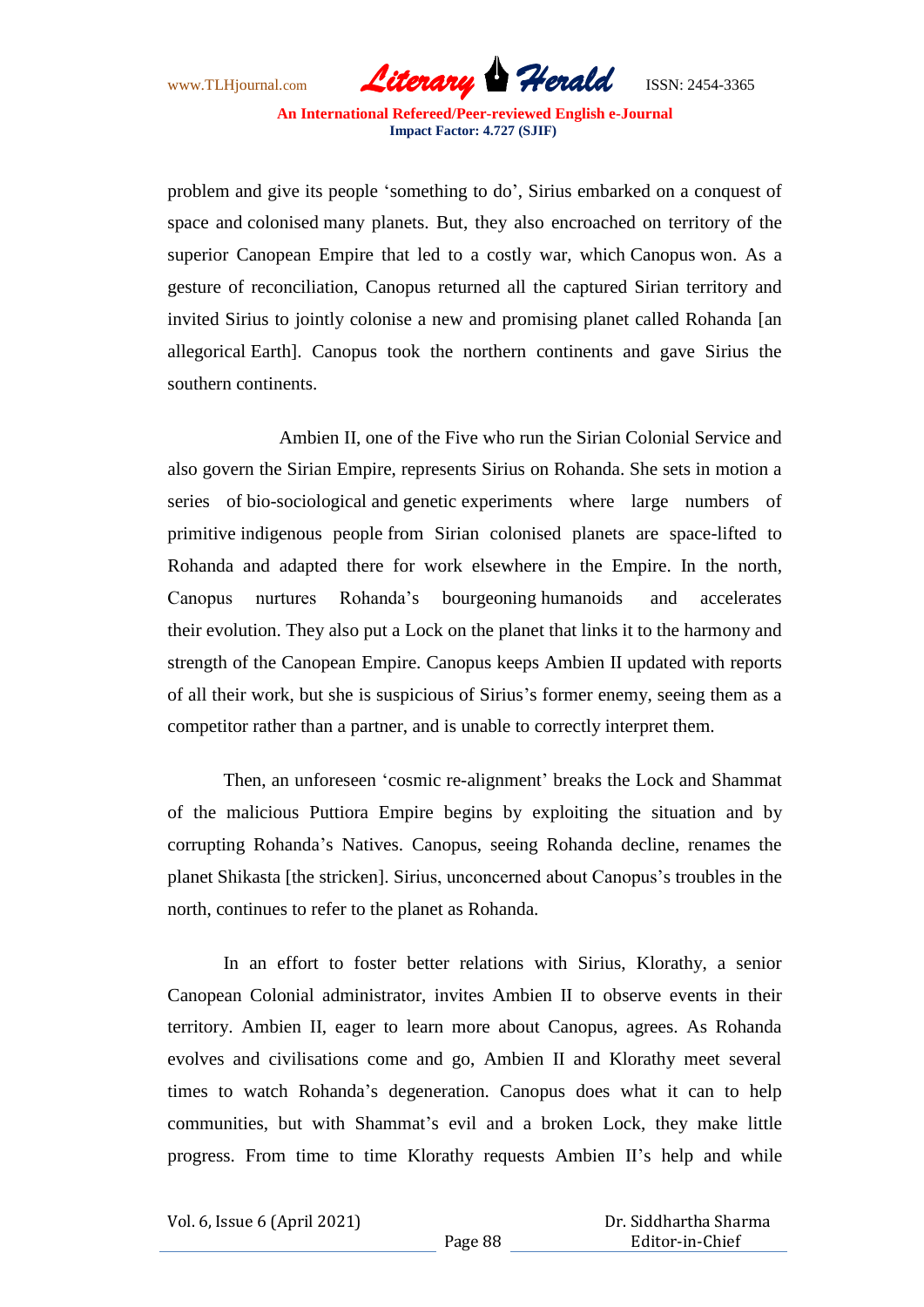problem and give its people 'something to do', Sirius embarked on a conquest of space and colonised many planets. But, they also encroached on territory of the superior Canopean Empire that led to a costly war, which Canopus won. As a gesture of reconciliation, Canopus returned all the captured Sirian territory and invited Sirius to jointly colonise a new and promising planet called Rohanda [an allegorical Earth]. Canopus took the northern continents and gave Sirius the southern continents.

Ambien II, one of the Five who run the Sirian Colonial Service and also govern the Sirian Empire, represents Sirius on Rohanda. She sets in motion a series of bio-sociological and genetic experiments where large numbers of primitive indigenous people from Sirian colonised planets are space-lifted to Rohanda and adapted there for work elsewhere in the Empire. In the north, Canopus nurtures Rohanda's bourgeoning humanoids and accelerates their evolution. They also put a Lock on the planet that links it to the harmony and strength of the Canopean Empire. Canopus keeps Ambien II updated with reports of all their work, but she is suspicious of Sirius's former enemy, seeing them as a competitor rather than a partner, and is unable to correctly interpret them.

Then, an unforeseen 'cosmic re-alignment' breaks the Lock and Shammat of the malicious Puttiora Empire begins by exploiting the situation and by corrupting Rohanda's Natives. Canopus, seeing Rohanda decline, renames the planet Shikasta [the stricken]. Sirius, unconcerned about Canopus's troubles in the north, continues to refer to the planet as Rohanda.

In an effort to foster better relations with Sirius, Klorathy, a senior Canopean Colonial administrator, invites Ambien II to observe events in their territory. Ambien II, eager to learn more about Canopus, agrees. As Rohanda evolves and civilisations come and go, Ambien II and Klorathy meet several times to watch Rohanda's degeneration. Canopus does what it can to help communities, but with Shammat's evil and a broken Lock, they make little progress. From time to time Klorathy requests Ambien II's help and while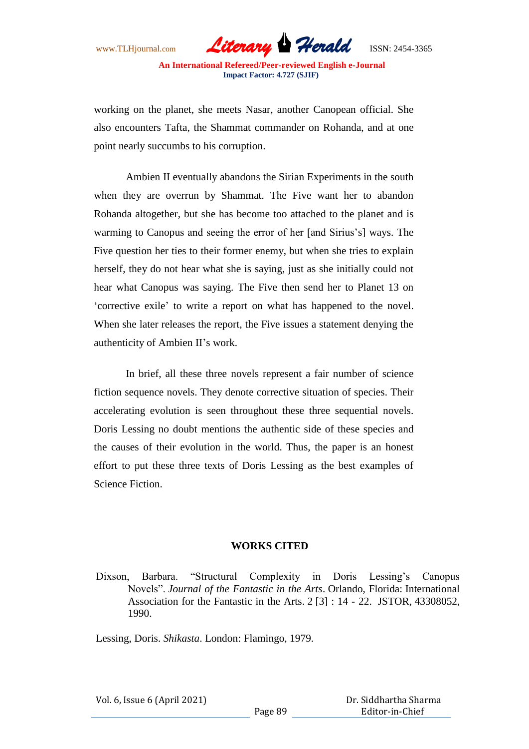working on the planet, she meets Nasar, another Canopean official. She also encounters Tafta, the Shammat commander on Rohanda, and at one point nearly succumbs to his corruption.

Ambien II eventually abandons the Sirian Experiments in the south when they are overrun by Shammat. The Five want her to abandon Rohanda altogether, but she has become too attached to the planet and is warming to Canopus and seeing the error of her [and Sirius's] ways. The Five question her ties to their former enemy, but when she tries to explain herself, they do not hear what she is saying, just as she initially could not hear what Canopus was saying. The Five then send her to Planet 13 on 'corrective exile' to write a report on what has happened to the novel. When she later releases the report, the Five issues a statement denying the authenticity of Ambien II's work.

In brief, all these three novels represent a fair number of science fiction sequence novels. They denote corrective situation of species. Their accelerating evolution is seen throughout these three sequential novels. Doris Lessing no doubt mentions the authentic side of these species and the causes of their evolution in the world. Thus, the paper is an honest effort to put these three texts of Doris Lessing as the best examples of Science Fiction.

## WORKS CITED

Dixson, Barbara. "Structural Complexity in Doris Lessing's Canopus Novels". *Journal of the Fantastic in the Arts*. Orlando, Florida: International Association for the Fantastic in the Arts. 2 [3] : 14 - 22. JSTOR, 43308052, 1990.

Lessing, Doris. *Shikasta*. London: Flamingo, 1979.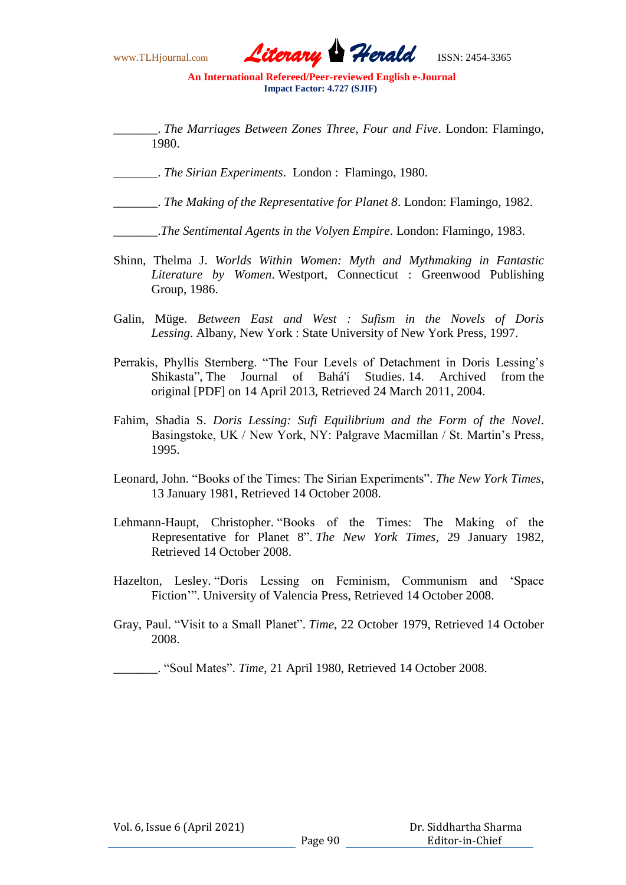_______. *The Marriages Between Zones Three, Four and Five*. London: Flamingo, 1980.

_______. *The Sirian Experiments*. London : Flamingo, 1980.

_______. *The Making of the Representative for Planet 8*. London: Flamingo, 1982.

_______.*The Sentimental Agents in the Volyen Empire*. London: Flamingo, 1983.

Shinn, Thelma J. *Worlds Within Women: Myth and Mythmaking in Fantastic Literature by Women*. Westport, Connecticut : Greenwood Publishing Group, 1986.

Galin, Müge. *Between East and West : Sufism in the Novels of Doris Lessing*. Albany, New York : State University of New York Press, 1997.

Perrakis, Phyllis Sternberg. "The Four Levels of Detachment in Doris Lessing's Shikasta", The Journal of Bahá'í Studies. 14. Archived from the original [PDF] on 14 April 2013, Retrieved 24 March 2011, 2004.

Fahim, Shadia S. *Doris Lessing: Sufi Equilibrium and the Form of the Novel*. Basingstoke, UK / New York, NY: Palgrave Macmillan / St. Martin's Press, 1995.

Leonard, John. "Books of the Times: The Sirian Experiments". *The New York Times*, 13 January 1981, Retrieved 14 October 2008.

Lehmann-Haupt, Christopher. "Books of the Times: The Making of the Representative for Planet 8". *The New York Times*, 29 January 1982, Retrieved 14 October 2008.

Hazelton, Lesley. "Doris Lessing on Feminism, Communism and 'Space Fiction'". University of Valencia Press, Retrieved 14 October 2008.

Gray, Paul. "Visit to a Small Planet". *Time*, 22 October 1979, Retrieved 14 October 2008.

_______. "Soul Mates". *Time*, 21 April 1980, Retrieved 14 October 2008.